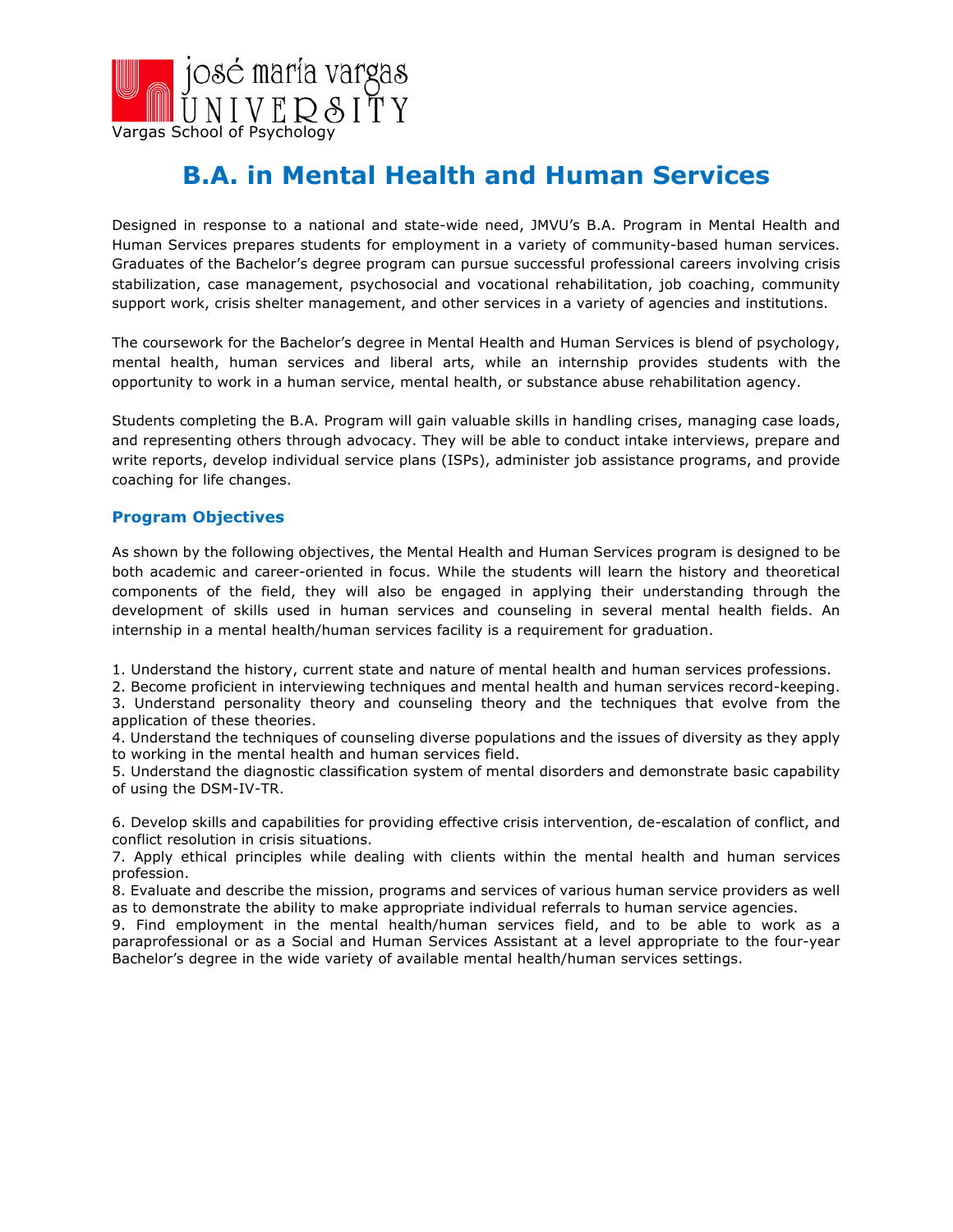josé maría vargas UNIVERSITY

Vargas School of Psychology

# B.A. in Mental Health and Human Services

Designed in response to a national and state-wide need, JMVU's B.A. Program in Mental Health and Human Services prepares students for employment in a variety of community-based human services. Graduates of the Bachelor's degree program can pursue successful professional careers involving crisis stabilization, case management, psychosocial and vocational rehabilitation, job coaching, community support work, crisis shelter management, and other services in a variety of agencies and institutions.

The coursework for the Bachelor's degree in Mental Health and Human Services is blend of psychology, mental health, human services and liberal arts, while an internship provides students with the opportunity to work in a human service, mental health, or substance abuse rehabilitation agency.

Students completing the B.A. Program will gain valuable skills in handling crises, managing case loads, and representing others through advocacy. They will be able to conduct intake interviews, prepare and write reports, develop individual service plans (ISPs), administer job assistance programs, and provide coaching for life changes.

## Program Objectives

As shown by the following objectives, the Mental Health and Human Services program is designed to be both academic and career-oriented in focus. While the students will learn the history and theoretical components of the field, they will also be engaged in applying their understanding through the development of skills used in human services and counseling in several mental health fields. An internship in a mental health/human services facility is a requirement for graduation.

1. Understand the history, current state and nature of mental health and human services professions.
2. Become proficient in interviewing techniques and mental health and human services record-keeping.
3. Understand personality theory and counseling theory and the techniques that evolve from the application of these theories.
4. Understand the techniques of counseling diverse populations and the issues of diversity as they apply to working in the mental health and human services field.
5. Understand the diagnostic classification system of mental disorders and demonstrate basic capability of using the DSM-IV-TR.
6. Develop skills and capabilities for providing effective crisis intervention, de-escalation of conflict, and conflict resolution in crisis situations.
7. Apply ethical principles while dealing with clients within the mental health and human services profession.
8. Evaluate and describe the mission, programs and services of various human service providers as well as to demonstrate the ability to make appropriate individual referrals to human service agencies.
9. Find employment in the mental health/human services field, and to be able to work as a paraprofessional or as a Social and Human Services Assistant at a level appropriate to the four-year Bachelor's degree in the wide variety of available mental health/human services settings.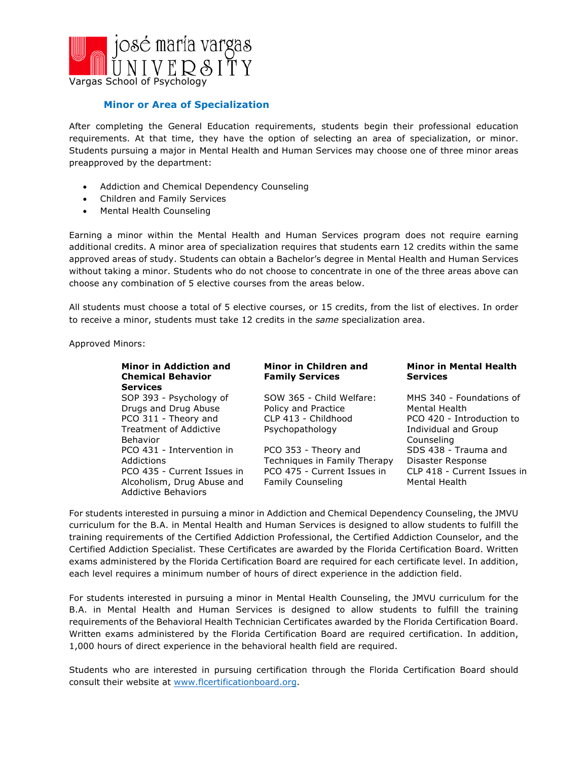Vargas School of Psychology

## Minor or Area of Specialization

After completing the General Education requirements, students begin their professional education requirements. At that time, they have the option of selecting an area of specialization, or minor. Students pursuing a major in Mental Health and Human Services may choose one of three minor areas preapproved by the department:

- Addiction and Chemical Dependency Counseling
- Children and Family Services
- Mental Health Counseling

Earning a minor within the Mental Health and Human Services program does not require earning additional credits. A minor area of specialization requires that students earn 12 credits within the same approved areas of study. Students can obtain a Bachelor's degree in Mental Health and Human Services without taking a minor. Students who do not choose to concentrate in one of the three areas above can choose any combination of 5 elective courses from the areas below.

All students must choose a total of 5 elective courses, or 15 credits, from the list of electives. In order to receive a minor, students must take 12 credits in the *same* specialization area.

Approved Minors:

| **Minor in Addiction and Chemical Behavior Services** | **Minor in Children and Family Services** | **Minor in Mental Health Services** |
|---|---|---|
| SOP 393 - Psychology of Drugs and Drug Abuse | SOW 365 - Child Welfare: Policy and Practice | MHS 340 - Foundations of Mental Health |
| PCO 311 - Theory and Treatment of Addictive Behavior | CLP 413 - Childhood Psychopathology | PCO 420 - Introduction to Individual and Group Counseling |
| PCO 431 - Intervention in Addictions | PCO 353 - Theory and Techniques in Family Therapy | SDS 438 - Trauma and Disaster Response |
| PCO 435 - Current Issues in Alcoholism, Drug Abuse and Addictive Behaviors | PCO 475 - Current Issues in Family Counseling | CLP 418 - Current Issues in Mental Health |

For students interested in pursuing a minor in Addiction and Chemical Dependency Counseling, the JMVU curriculum for the B.A. in Mental Health and Human Services is designed to allow students to fulfill the training requirements of the Certified Addiction Professional, the Certified Addiction Counselor, and the Certified Addiction Specialist. These Certificates are awarded by the Florida Certification Board. Written exams administered by the Florida Certification Board are required for each certificate level. In addition, each level requires a minimum number of hours of direct experience in the addiction field.

For students interested in pursuing a minor in Mental Health Counseling, the JMVU curriculum for the B.A. in Mental Health and Human Services is designed to allow students to fulfill the training requirements of the Behavioral Health Technician Certificates awarded by the Florida Certification Board. Written exams administered by the Florida Certification Board are required certification. In addition, 1,000 hours of direct experience in the behavioral health field are required.

Students who are interested in pursuing certification through the Florida Certification Board should consult their website at [www.flcertificationboard.org](www.flcertificationboard.org).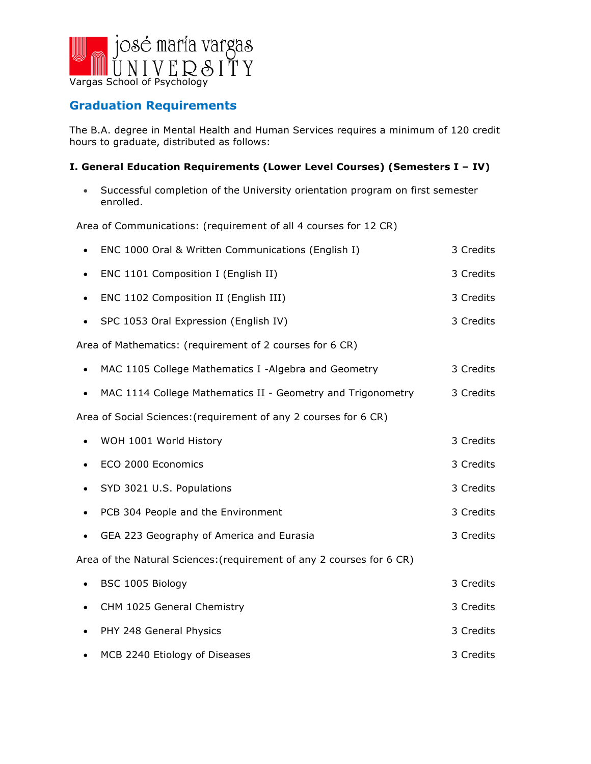Vargas School of Psychology

## Graduation Requirements

The B.A. degree in Mental Health and Human Services requires a minimum of 120 credit hours to graduate, distributed as follows:

**I. General Education Requirements (Lower Level Courses) (Semesters I – IV)**

- Successful completion of the University orientation program on first semester enrolled.

Area of Communications: (requirement of all 4 courses for 12 CR)

- ENC 1000 Oral & Written Communications (English I) — 3 Credits
- ENC 1101 Composition I (English II) — 3 Credits
- ENC 1102 Composition II (English III) — 3 Credits
- SPC 1053 Oral Expression (English IV) — 3 Credits

Area of Mathematics: (requirement of 2 courses for 6 CR)

- MAC 1105 College Mathematics I -Algebra and Geometry — 3 Credits
- MAC 1114 College Mathematics II - Geometry and Trigonometry — 3 Credits

Area of Social Sciences:(requirement of any 2 courses for 6 CR)

- WOH 1001 World History — 3 Credits
- ECO 2000 Economics — 3 Credits
- SYD 3021 U.S. Populations — 3 Credits
- PCB 304 People and the Environment — 3 Credits
- GEA 223 Geography of America and Eurasia — 3 Credits

Area of the Natural Sciences:(requirement of any 2 courses for 6 CR)

- BSC 1005 Biology — 3 Credits
- CHM 1025 General Chemistry — 3 Credits
- PHY 248 General Physics — 3 Credits
- MCB 2240 Etiology of Diseases — 3 Credits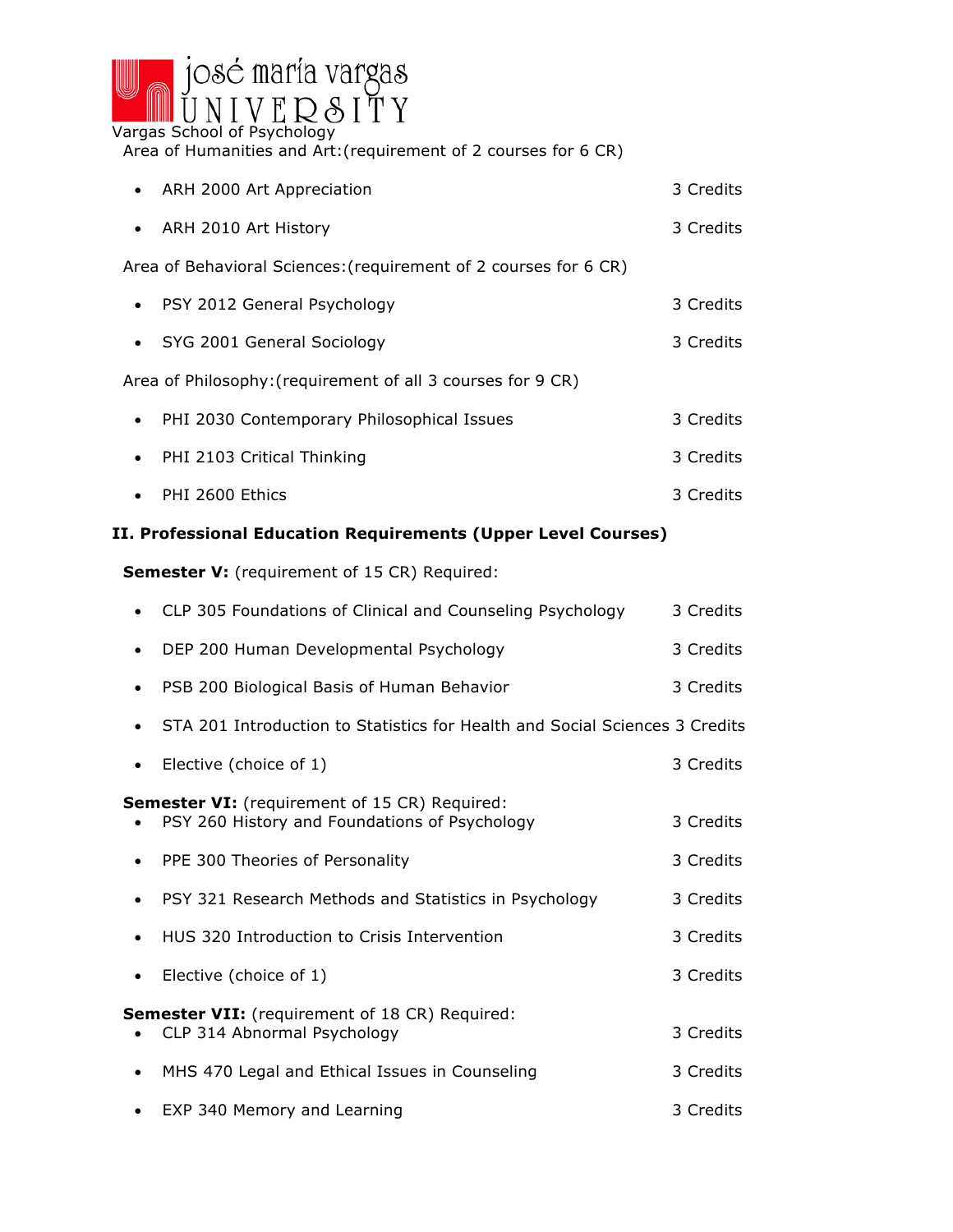Area of Humanities and Art:(requirement of 2 courses for 6 CR)

- ARH 2000 Art Appreciation 3 Credits
- ARH 2010 Art History 3 Credits

Area of Behavioral Sciences:(requirement of 2 courses for 6 CR)

- PSY 2012 General Psychology 3 Credits
- SYG 2001 General Sociology 3 Credits

Area of Philosophy:(requirement of all 3 courses for 9 CR)

- PHI 2030 Contemporary Philosophical Issues 3 Credits
- PHI 2103 Critical Thinking 3 Credits
- PHI 2600 Ethics 3 Credits

**II. Professional Education Requirements (Upper Level Courses)**

**Semester V:** (requirement of 15 CR) Required:

- CLP 305 Foundations of Clinical and Counseling Psychology 3 Credits
- DEP 200 Human Developmental Psychology 3 Credits
- PSB 200 Biological Basis of Human Behavior 3 Credits
- STA 201 Introduction to Statistics for Health and Social Sciences 3 Credits
- Elective (choice of 1) 3 Credits

**Semester VI:** (requirement of 15 CR) Required:

- PSY 260 History and Foundations of Psychology 3 Credits
- PPE 300 Theories of Personality 3 Credits
- PSY 321 Research Methods and Statistics in Psychology 3 Credits
- HUS 320 Introduction to Crisis Intervention 3 Credits
- Elective (choice of 1) 3 Credits

**Semester VII:** (requirement of 18 CR) Required:

- CLP 314 Abnormal Psychology 3 Credits
- MHS 470 Legal and Ethical Issues in Counseling 3 Credits
- EXP 340 Memory and Learning 3 Credits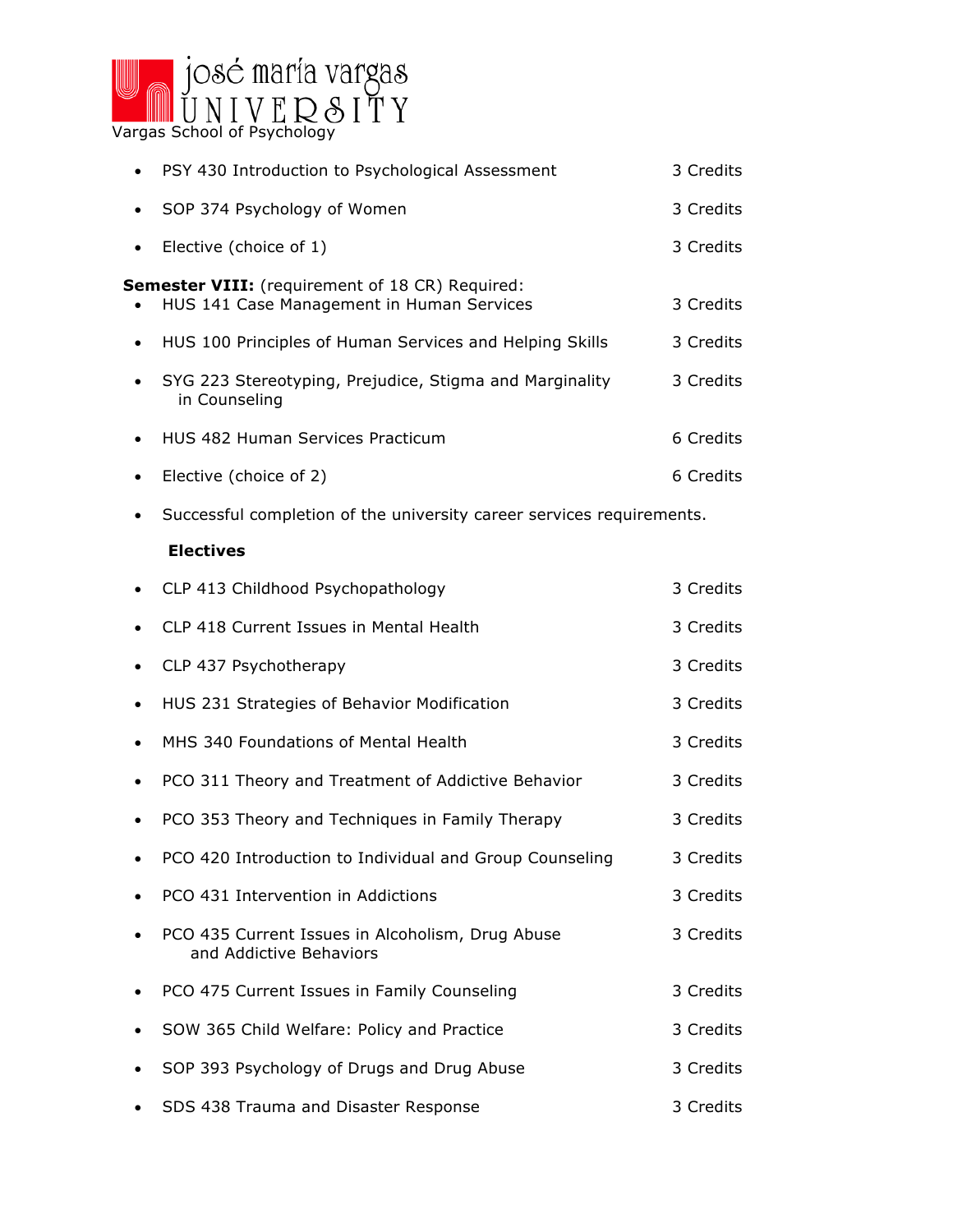- PSY 430 Introduction to Psychological Assessment — 3 Credits
- SOP 374 Psychology of Women — 3 Credits
- Elective (choice of 1) — 3 Credits

**Semester VIII:** (requirement of 18 CR) Required:

- HUS 141 Case Management in Human Services — 3 Credits
- HUS 100 Principles of Human Services and Helping Skills — 3 Credits
- SYG 223 Stereotyping, Prejudice, Stigma and Marginality in Counseling — 3 Credits
- HUS 482 Human Services Practicum — 6 Credits
- Elective (choice of 2) — 6 Credits
- Successful completion of the university career services requirements.

**Electives**

- CLP 413 Childhood Psychopathology — 3 Credits
- CLP 418 Current Issues in Mental Health — 3 Credits
- CLP 437 Psychotherapy — 3 Credits
- HUS 231 Strategies of Behavior Modification — 3 Credits
- MHS 340 Foundations of Mental Health — 3 Credits
- PCO 311 Theory and Treatment of Addictive Behavior — 3 Credits
- PCO 353 Theory and Techniques in Family Therapy — 3 Credits
- PCO 420 Introduction to Individual and Group Counseling — 3 Credits
- PCO 431 Intervention in Addictions — 3 Credits
- PCO 435 Current Issues in Alcoholism, Drug Abuse and Addictive Behaviors — 3 Credits
- PCO 475 Current Issues in Family Counseling — 3 Credits
- SOW 365 Child Welfare: Policy and Practice — 3 Credits
- SOP 393 Psychology of Drugs and Drug Abuse — 3 Credits
- SDS 438 Trauma and Disaster Response — 3 Credits